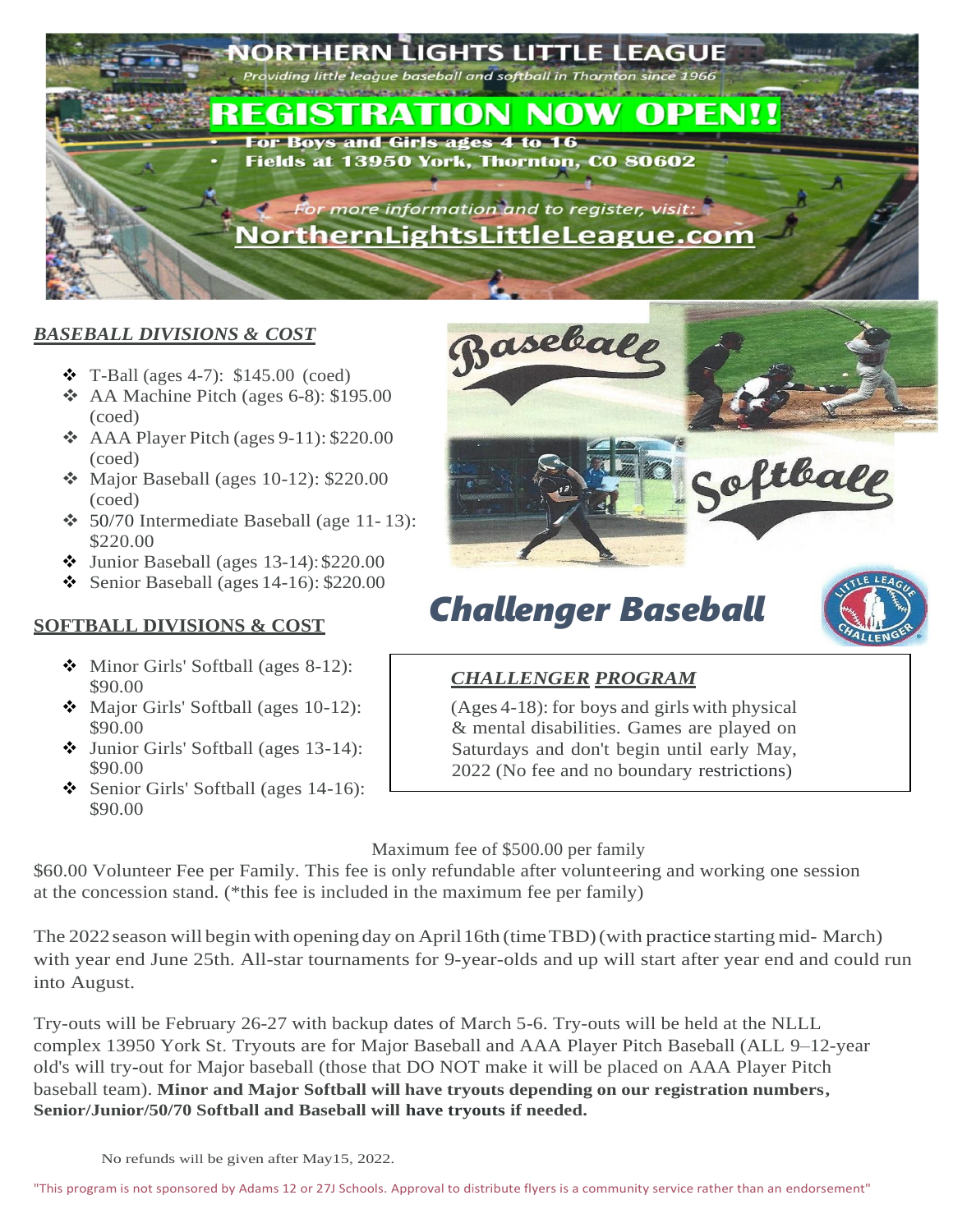# NORTHERN LIGHTS LITTLE LEAGUE

*Providing little league baseball and softball in Thornton since 1966*

## REGISTRATION NOW OPEN!!

- For Boys and Girls ages 4 to 16
- Fields at 13950 York, Thornton, CO 80602

*For more information and to register, visit:*

**NorthernLightsLittleLeague.com**

### *BASEBALL DIVISIONS & COST*

- T-Ball (ages 4-7): $145.00 (coed)
- AA Machine Pitch (ages 6-8): $195.00 (coed)
- AAA Player Pitch (ages 9-11): $220.00 (coed)
- Major Baseball (ages 10-12): $220.00 (coed)
- 50/70 Intermediate Baseball (age 11- 13): $220.00
- Junior Baseball (ages 13-14): $220.00
- Senior Baseball (ages 14-16): $220.00

### SOFTBALL DIVISIONS & COST

- Minor Girls' Softball (ages 8-12): $90.00
- Major Girls' Softball (ages 10-12): $90.00
- Junior Girls' Softball (ages 13-14): $90.00
- Senior Girls' Softball (ages 14-16): $90.00

Baseball

Softball

## *Challenger Baseball*

### *CHALLENGER PROGRAM*

(Ages 4-18): for boys and girls with physical & mental disabilities. Games are played on Saturdays and don't begin until early May, 2022 (No fee and no boundary restrictions)

Maximum fee of $500.00 per family

$60.00 Volunteer Fee per Family. This fee is only refundable after volunteering and working one session at the concession stand. (*this fee is included in the maximum fee per family)

The 2022 season will begin with opening day on April 16th (time TBD) (with practice starting mid- March) with year end June 25th. All-star tournaments for 9-year-olds and up will start after year end and could run into August.

Try-outs will be February 26-27 with backup dates of March 5-6. Try-outs will be held at the NLLL complex 13950 York St. Tryouts are for Major Baseball and AAA Player Pitch Baseball (ALL 9–12-year old's will try-out for Major baseball (those that DO NOT make it will be placed on AAA Player Pitch baseball team). **Minor and Major Softball will have tryouts depending on our registration numbers, Senior/Junior/50/70 Softball and Baseball will have tryouts if needed.**

No refunds will be given after May15, 2022.

"This program is not sponsored by Adams 12 or 27J Schools. Approval to distribute flyers is a community service rather than an endorsement"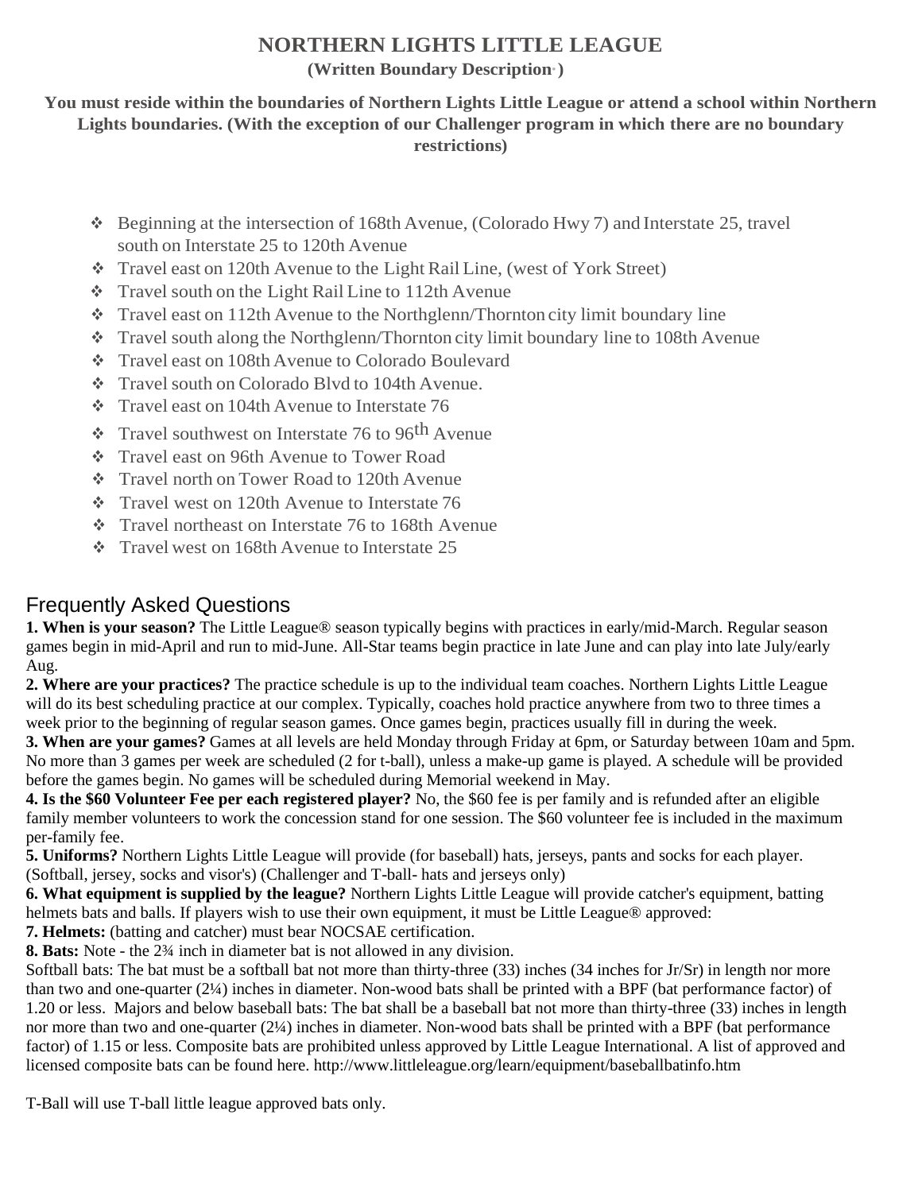# NORTHERN LIGHTS LITTLE LEAGUE

**(Written Boundary Description )**

**You must reside within the boundaries of Northern Lights Little League or attend a school within Northern Lights boundaries. (With the exception of our Challenger program in which there are no boundary restrictions)**

- Beginning at the intersection of 168th Avenue, (Colorado Hwy 7) and Interstate 25, travel south on Interstate 25 to 120th Avenue
- Travel east on 120th Avenue to the Light Rail Line, (west of York Street)
- Travel south on the Light Rail Line to 112th Avenue
- Travel east on 112th Avenue to the Northglenn/Thornton city limit boundary line
- Travel south along the Northglenn/Thornton city limit boundary line to 108th Avenue
- Travel east on 108th Avenue to Colorado Boulevard
- Travel south on Colorado Blvd to 104th Avenue.
- Travel east on 104th Avenue to Interstate 76
- Travel southwest on Interstate 76 to 96th Avenue
- Travel east on 96th Avenue to Tower Road
- Travel north on Tower Road to 120th Avenue
- Travel west on 120th Avenue to Interstate 76
- Travel northeast on Interstate 76 to 168th Avenue
- Travel west on 168th Avenue to Interstate 25

## Frequently Asked Questions

**1. When is your season?** The Little League® season typically begins with practices in early/mid-March. Regular season games begin in mid-April and run to mid-June. All-Star teams begin practice in late June and can play into late July/early Aug.

**2. Where are your practices?** The practice schedule is up to the individual team coaches. Northern Lights Little League will do its best scheduling practice at our complex. Typically, coaches hold practice anywhere from two to three times a week prior to the beginning of regular season games. Once games begin, practices usually fill in during the week.

**3. When are your games?** Games at all levels are held Monday through Friday at 6pm, or Saturday between 10am and 5pm. No more than 3 games per week are scheduled (2 for t-ball), unless a make-up game is played. A schedule will be provided before the games begin. No games will be scheduled during Memorial weekend in May.

**4. Is the $60 Volunteer Fee per each registered player?** No, the $60 fee is per family and is refunded after an eligible family member volunteers to work the concession stand for one session. The $60 volunteer fee is included in the maximum per-family fee.

**5. Uniforms?** Northern Lights Little League will provide (for baseball) hats, jerseys, pants and socks for each player. (Softball, jersey, socks and visor's) (Challenger and T-ball- hats and jerseys only)

**6. What equipment is supplied by the league?** Northern Lights Little League will provide catcher's equipment, batting helmets bats and balls. If players wish to use their own equipment, it must be Little League® approved:

**7. Helmets:** (batting and catcher) must bear NOCSAE certification.

**8. Bats:** Note - the 2¾ inch in diameter bat is not allowed in any division.

Softball bats: The bat must be a softball bat not more than thirty-three (33) inches (34 inches for Jr/Sr) in length nor more than two and one-quarter (2¼) inches in diameter. Non-wood bats shall be printed with a BPF (bat performance factor) of 1.20 or less. Majors and below baseball bats: The bat shall be a baseball bat not more than thirty-three (33) inches in length nor more than two and one-quarter (2¼) inches in diameter. Non-wood bats shall be printed with a BPF (bat performance factor) of 1.15 or less. Composite bats are prohibited unless approved by Little League International. A list of approved and licensed composite bats can be found here. http://www.littleleague.org/learn/equipment/baseballbatinfo.htm

T-Ball will use T-ball little league approved bats only.